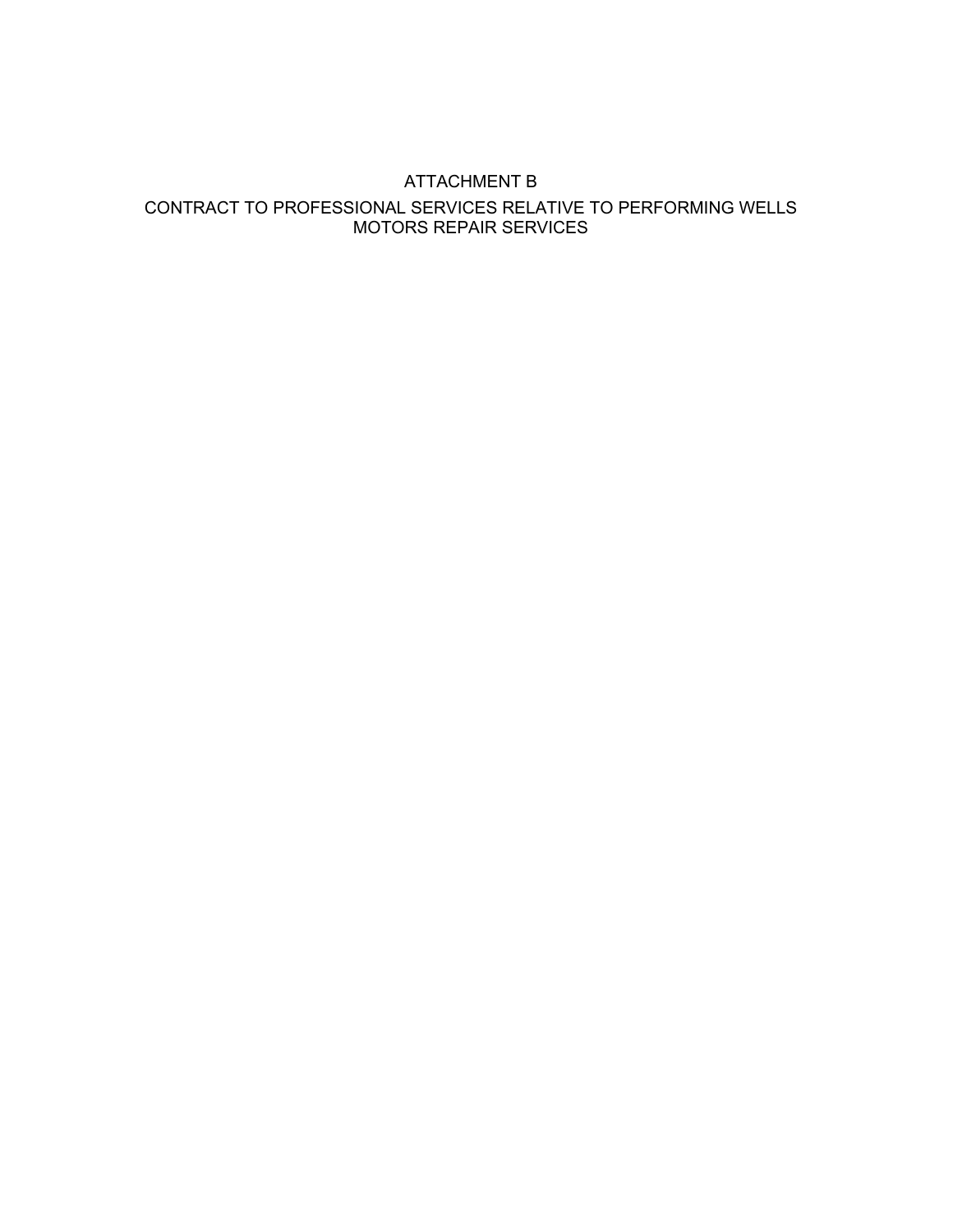# ATTACHMENT B

## CONTRACT TO PROFESSIONAL SERVICES RELATIVE TO PERFORMING WELLS MOTORS REPAIR SERVICES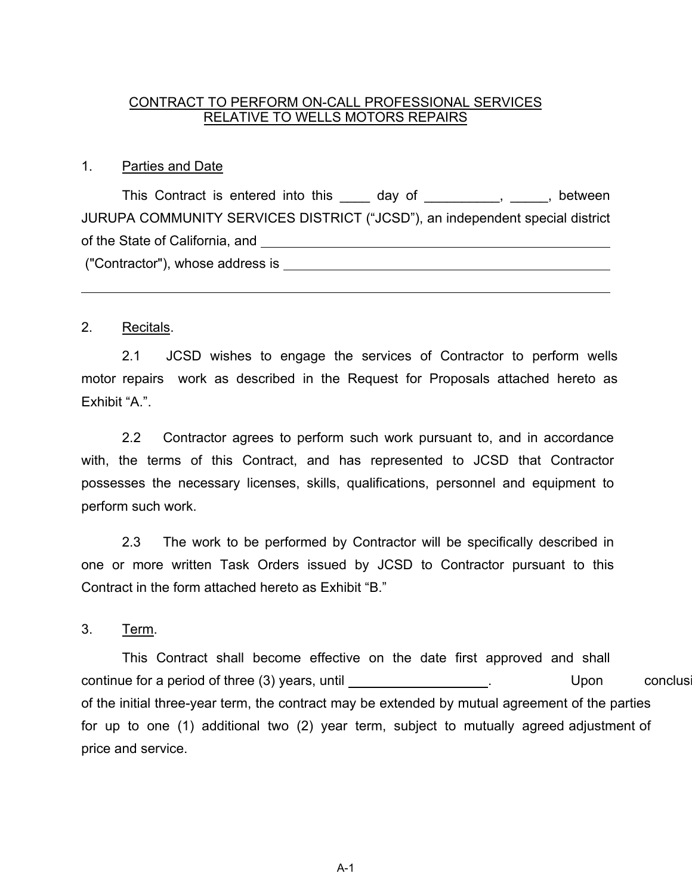CONTRACT TO PERFORM ON-CALL PROFESSIONAL SERVICES RELATIVE TO WELLS MOTORS REPAIRS

1. Parties and Date

This Contract is entered into this ____ day of __________, _____, between JURUPA COMMUNITY SERVICES DISTRICT (“JCSD”), an independent special district of the State of California, and ____________________________________________ ("Contractor"), whose address is ____________________________________________

____________________________________________

2. Recitals.

2.1 JCSD wishes to engage the services of Contractor to perform wells motor repairs work as described in the Request for Proposals attached hereto as Exhibit “A.”.

2.2 Contractor agrees to perform such work pursuant to, and in accordance with, the terms of this Contract, and has represented to JCSD that Contractor possesses the necessary licenses, skills, qualifications, personnel and equipment to perform such work.

2.3 The work to be performed by Contractor will be specifically described in one or more written Task Orders issued by JCSD to Contractor pursuant to this Contract in the form attached hereto as Exhibit “B.”

3. Term.

This Contract shall become effective on the date first approved and shall continue for a period of three (3) years, until ____________________. Upon conclusi of the initial three-year term, the contract may be extended by mutual agreement of the parties for up to one (1) additional two (2) year term, subject to mutually agreed adjustment of price and service.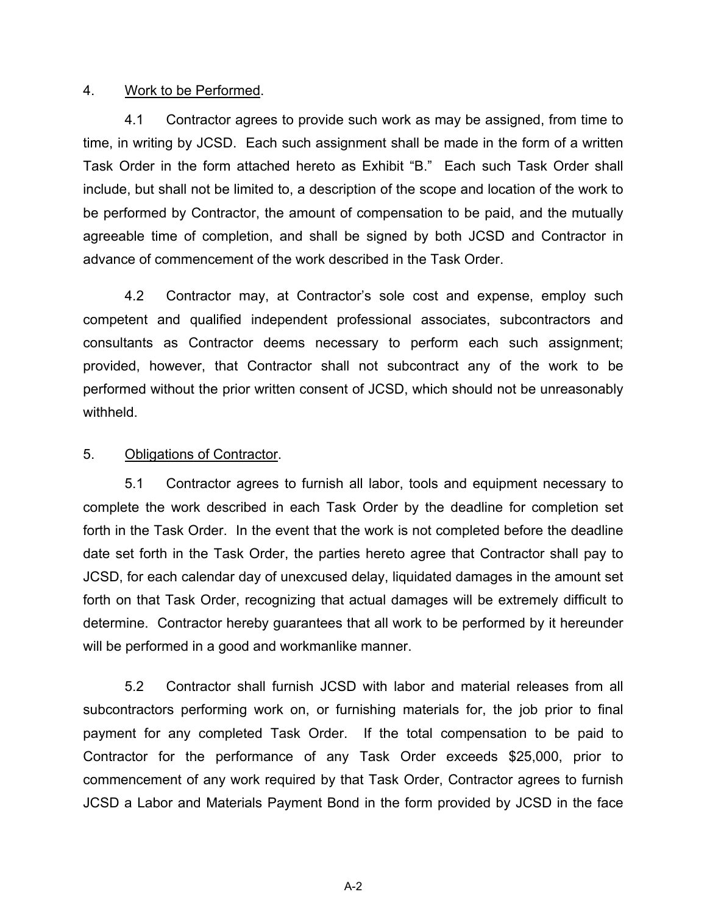4. Work to be Performed.

4.1 Contractor agrees to provide such work as may be assigned, from time to time, in writing by JCSD. Each such assignment shall be made in the form of a written Task Order in the form attached hereto as Exhibit "B." Each such Task Order shall include, but shall not be limited to, a description of the scope and location of the work to be performed by Contractor, the amount of compensation to be paid, and the mutually agreeable time of completion, and shall be signed by both JCSD and Contractor in advance of commencement of the work described in the Task Order.

4.2 Contractor may, at Contractor's sole cost and expense, employ such competent and qualified independent professional associates, subcontractors and consultants as Contractor deems necessary to perform each such assignment; provided, however, that Contractor shall not subcontract any of the work to be performed without the prior written consent of JCSD, which should not be unreasonably withheld.

5. Obligations of Contractor.

5.1 Contractor agrees to furnish all labor, tools and equipment necessary to complete the work described in each Task Order by the deadline for completion set forth in the Task Order. In the event that the work is not completed before the deadline date set forth in the Task Order, the parties hereto agree that Contractor shall pay to JCSD, for each calendar day of unexcused delay, liquidated damages in the amount set forth on that Task Order, recognizing that actual damages will be extremely difficult to determine. Contractor hereby guarantees that all work to be performed by it hereunder will be performed in a good and workmanlike manner.

5.2 Contractor shall furnish JCSD with labor and material releases from all subcontractors performing work on, or furnishing materials for, the job prior to final payment for any completed Task Order. If the total compensation to be paid to Contractor for the performance of any Task Order exceeds $25,000, prior to commencement of any work required by that Task Order, Contractor agrees to furnish JCSD a Labor and Materials Payment Bond in the form provided by JCSD in the face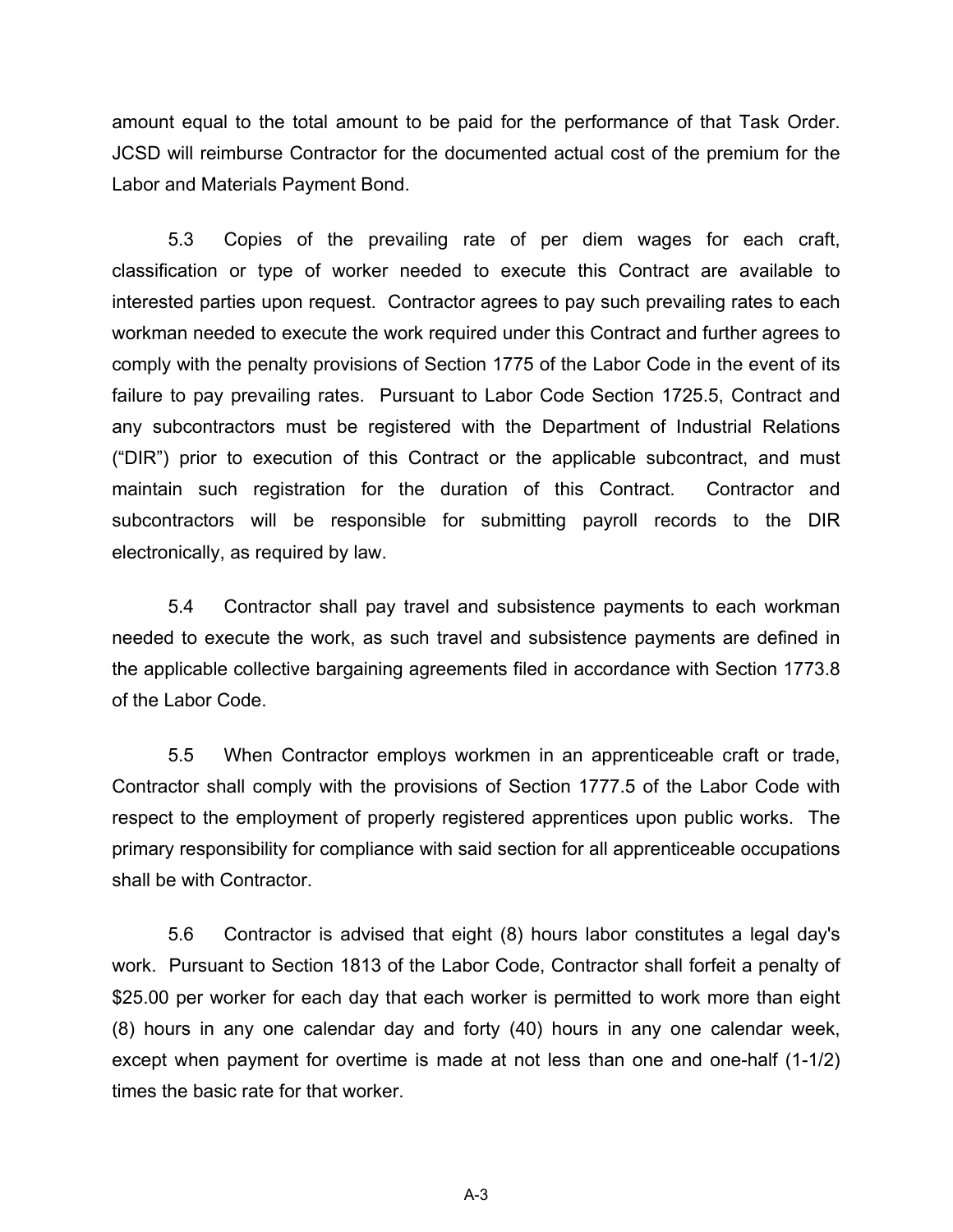amount equal to the total amount to be paid for the performance of that Task Order. JCSD will reimburse Contractor for the documented actual cost of the premium for the Labor and Materials Payment Bond.

5.3 Copies of the prevailing rate of per diem wages for each craft, classification or type of worker needed to execute this Contract are available to interested parties upon request. Contractor agrees to pay such prevailing rates to each workman needed to execute the work required under this Contract and further agrees to comply with the penalty provisions of Section 1775 of the Labor Code in the event of its failure to pay prevailing rates. Pursuant to Labor Code Section 1725.5, Contract and any subcontractors must be registered with the Department of Industrial Relations ("DIR") prior to execution of this Contract or the applicable subcontract, and must maintain such registration for the duration of this Contract. Contractor and subcontractors will be responsible for submitting payroll records to the DIR electronically, as required by law.

5.4 Contractor shall pay travel and subsistence payments to each workman needed to execute the work, as such travel and subsistence payments are defined in the applicable collective bargaining agreements filed in accordance with Section 1773.8 of the Labor Code.

5.5 When Contractor employs workmen in an apprenticeable craft or trade, Contractor shall comply with the provisions of Section 1777.5 of the Labor Code with respect to the employment of properly registered apprentices upon public works. The primary responsibility for compliance with said section for all apprenticeable occupations shall be with Contractor.

5.6 Contractor is advised that eight (8) hours labor constitutes a legal day's work. Pursuant to Section 1813 of the Labor Code, Contractor shall forfeit a penalty of $25.00 per worker for each day that each worker is permitted to work more than eight (8) hours in any one calendar day and forty (40) hours in any one calendar week, except when payment for overtime is made at not less than one and one-half (1-1/2) times the basic rate for that worker.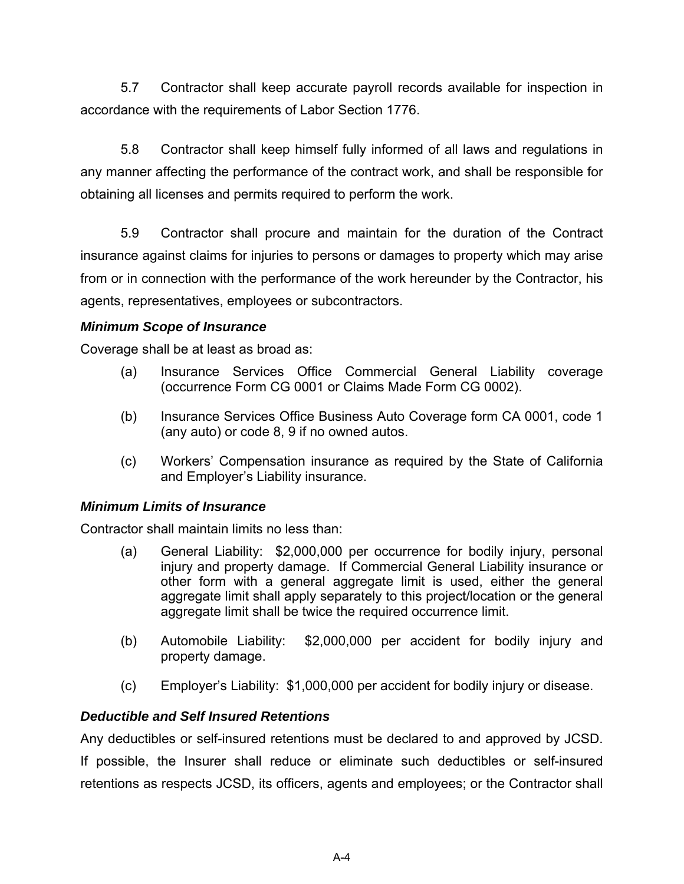5.7 Contractor shall keep accurate payroll records available for inspection in accordance with the requirements of Labor Section 1776.

5.8 Contractor shall keep himself fully informed of all laws and regulations in any manner affecting the performance of the contract work, and shall be responsible for obtaining all licenses and permits required to perform the work.

5.9 Contractor shall procure and maintain for the duration of the Contract insurance against claims for injuries to persons or damages to property which may arise from or in connection with the performance of the work hereunder by the Contractor, his agents, representatives, employees or subcontractors.

***Minimum Scope of Insurance***

Coverage shall be at least as broad as:

(a) Insurance Services Office Commercial General Liability coverage (occurrence Form CG 0001 or Claims Made Form CG 0002).

(b) Insurance Services Office Business Auto Coverage form CA 0001, code 1 (any auto) or code 8, 9 if no owned autos.

(c) Workers' Compensation insurance as required by the State of California and Employer's Liability insurance.

***Minimum Limits of Insurance***

Contractor shall maintain limits no less than:

(a) General Liability: $2,000,000 per occurrence for bodily injury, personal injury and property damage. If Commercial General Liability insurance or other form with a general aggregate limit is used, either the general aggregate limit shall apply separately to this project/location or the general aggregate limit shall be twice the required occurrence limit.

(b) Automobile Liability: $2,000,000 per accident for bodily injury and property damage.

(c) Employer's Liability: $1,000,000 per accident for bodily injury or disease.

***Deductible and Self Insured Retentions***

Any deductibles or self-insured retentions must be declared to and approved by JCSD. If possible, the Insurer shall reduce or eliminate such deductibles or self-insured retentions as respects JCSD, its officers, agents and employees; or the Contractor shall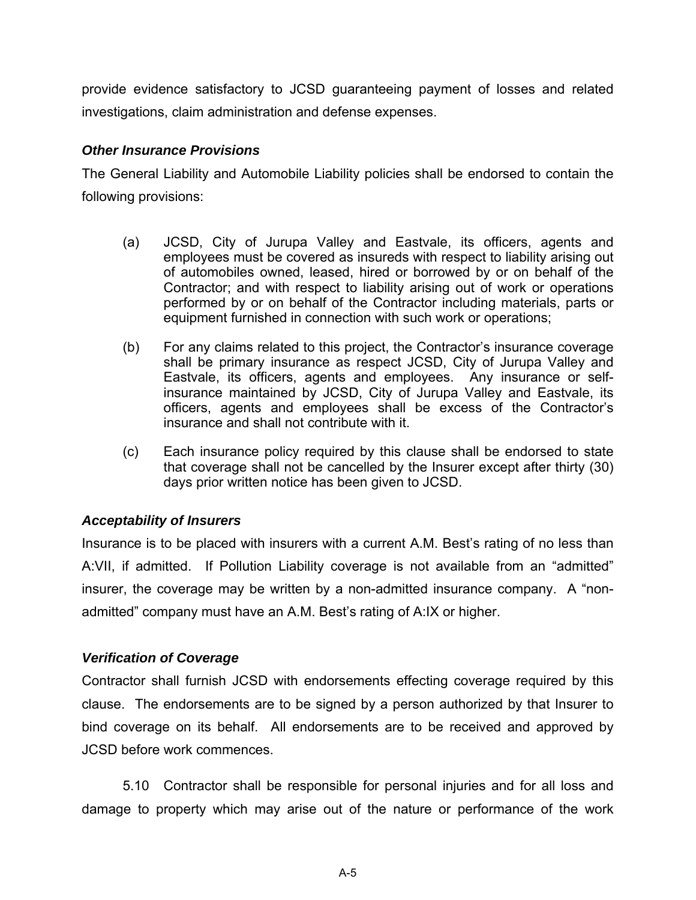provide evidence satisfactory to JCSD guaranteeing payment of losses and related investigations, claim administration and defense expenses.

***Other Insurance Provisions***

The General Liability and Automobile Liability policies shall be endorsed to contain the following provisions:

(a) JCSD, City of Jurupa Valley and Eastvale, its officers, agents and employees must be covered as insureds with respect to liability arising out of automobiles owned, leased, hired or borrowed by or on behalf of the Contractor; and with respect to liability arising out of work or operations performed by or on behalf of the Contractor including materials, parts or equipment furnished in connection with such work or operations;

(b) For any claims related to this project, the Contractor's insurance coverage shall be primary insurance as respect JCSD, City of Jurupa Valley and Eastvale, its officers, agents and employees. Any insurance or self-insurance maintained by JCSD, City of Jurupa Valley and Eastvale, its officers, agents and employees shall be excess of the Contractor's insurance and shall not contribute with it.

(c) Each insurance policy required by this clause shall be endorsed to state that coverage shall not be cancelled by the Insurer except after thirty (30) days prior written notice has been given to JCSD.

***Acceptability of Insurers***

Insurance is to be placed with insurers with a current A.M. Best's rating of no less than A:VII, if admitted. If Pollution Liability coverage is not available from an "admitted" insurer, the coverage may be written by a non-admitted insurance company. A "non-admitted" company must have an A.M. Best's rating of A:IX or higher.

***Verification of Coverage***

Contractor shall furnish JCSD with endorsements effecting coverage required by this clause. The endorsements are to be signed by a person authorized by that Insurer to bind coverage on its behalf. All endorsements are to be received and approved by JCSD before work commences.

5.10 Contractor shall be responsible for personal injuries and for all loss and damage to property which may arise out of the nature or performance of the work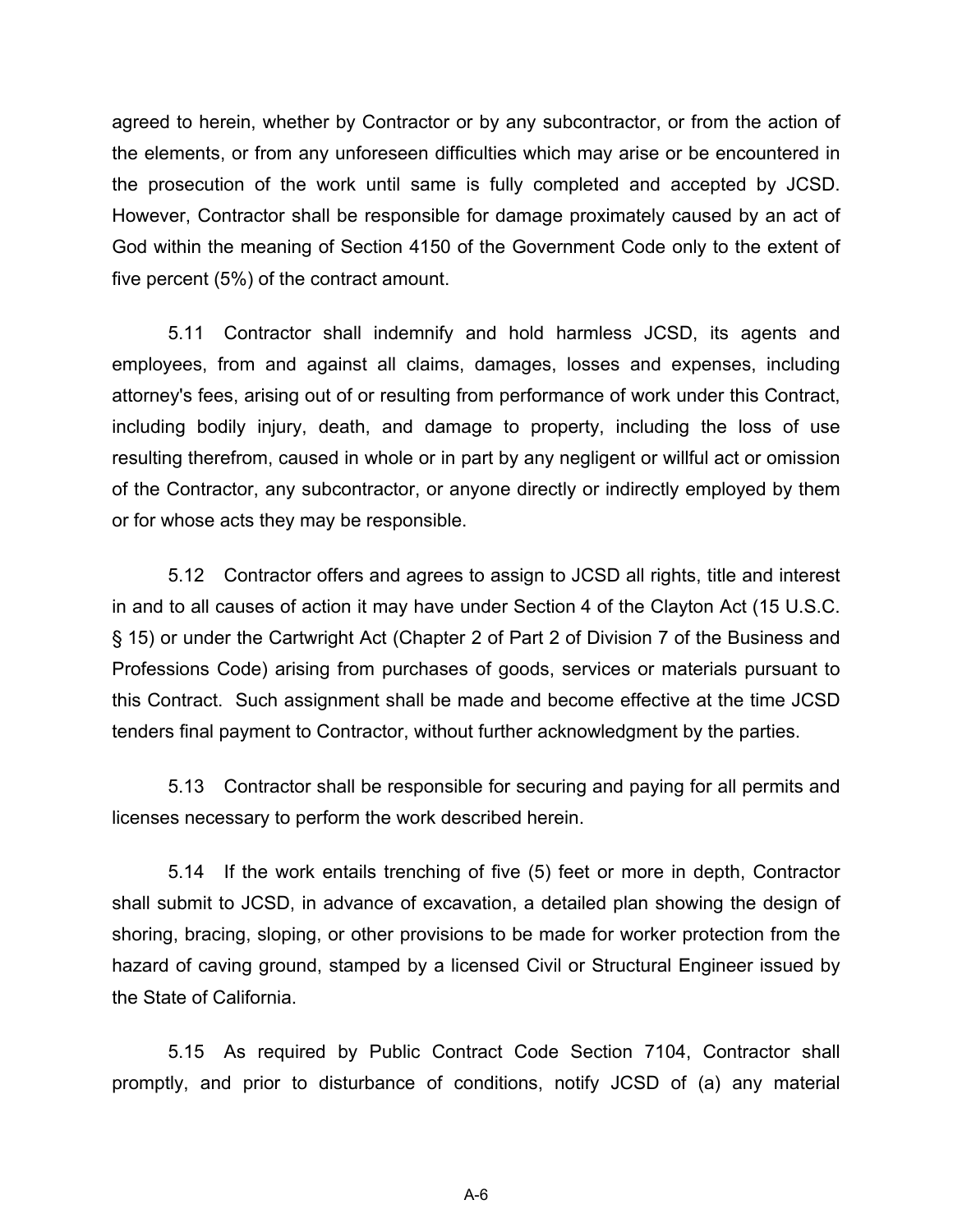agreed to herein, whether by Contractor or by any subcontractor, or from the action of the elements, or from any unforeseen difficulties which may arise or be encountered in the prosecution of the work until same is fully completed and accepted by JCSD. However, Contractor shall be responsible for damage proximately caused by an act of God within the meaning of Section 4150 of the Government Code only to the extent of five percent (5%) of the contract amount.

5.11 Contractor shall indemnify and hold harmless JCSD, its agents and employees, from and against all claims, damages, losses and expenses, including attorney's fees, arising out of or resulting from performance of work under this Contract, including bodily injury, death, and damage to property, including the loss of use resulting therefrom, caused in whole or in part by any negligent or willful act or omission of the Contractor, any subcontractor, or anyone directly or indirectly employed by them or for whose acts they may be responsible.

5.12 Contractor offers and agrees to assign to JCSD all rights, title and interest in and to all causes of action it may have under Section 4 of the Clayton Act (15 U.S.C. § 15) or under the Cartwright Act (Chapter 2 of Part 2 of Division 7 of the Business and Professions Code) arising from purchases of goods, services or materials pursuant to this Contract. Such assignment shall be made and become effective at the time JCSD tenders final payment to Contractor, without further acknowledgment by the parties.

5.13 Contractor shall be responsible for securing and paying for all permits and licenses necessary to perform the work described herein.

5.14 If the work entails trenching of five (5) feet or more in depth, Contractor shall submit to JCSD, in advance of excavation, a detailed plan showing the design of shoring, bracing, sloping, or other provisions to be made for worker protection from the hazard of caving ground, stamped by a licensed Civil or Structural Engineer issued by the State of California.

5.15 As required by Public Contract Code Section 7104, Contractor shall promptly, and prior to disturbance of conditions, notify JCSD of (a) any material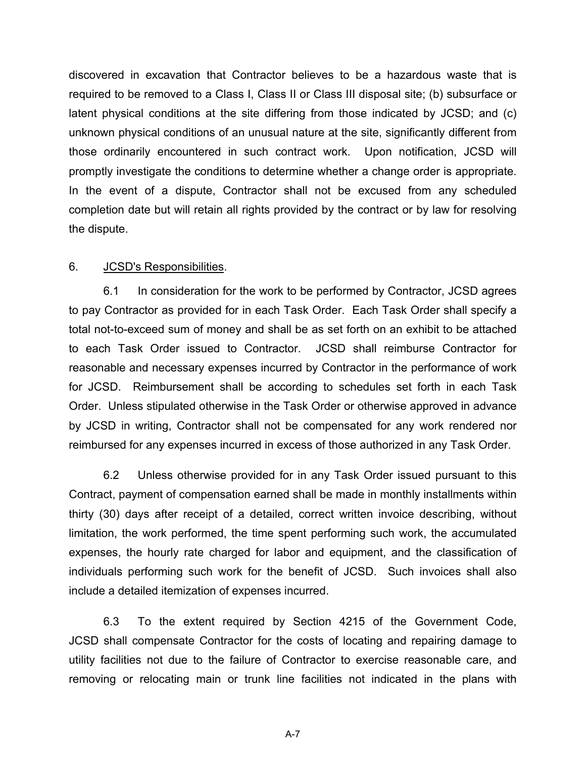discovered in excavation that Contractor believes to be a hazardous waste that is required to be removed to a Class I, Class II or Class III disposal site; (b) subsurface or latent physical conditions at the site differing from those indicated by JCSD; and (c) unknown physical conditions of an unusual nature at the site, significantly different from those ordinarily encountered in such contract work. Upon notification, JCSD will promptly investigate the conditions to determine whether a change order is appropriate. In the event of a dispute, Contractor shall not be excused from any scheduled completion date but will retain all rights provided by the contract or by law for resolving the dispute.

6. JCSD's Responsibilities.

6.1 In consideration for the work to be performed by Contractor, JCSD agrees to pay Contractor as provided for in each Task Order. Each Task Order shall specify a total not-to-exceed sum of money and shall be as set forth on an exhibit to be attached to each Task Order issued to Contractor. JCSD shall reimburse Contractor for reasonable and necessary expenses incurred by Contractor in the performance of work for JCSD. Reimbursement shall be according to schedules set forth in each Task Order. Unless stipulated otherwise in the Task Order or otherwise approved in advance by JCSD in writing, Contractor shall not be compensated for any work rendered nor reimbursed for any expenses incurred in excess of those authorized in any Task Order.

6.2 Unless otherwise provided for in any Task Order issued pursuant to this Contract, payment of compensation earned shall be made in monthly installments within thirty (30) days after receipt of a detailed, correct written invoice describing, without limitation, the work performed, the time spent performing such work, the accumulated expenses, the hourly rate charged for labor and equipment, and the classification of individuals performing such work for the benefit of JCSD. Such invoices shall also include a detailed itemization of expenses incurred.

6.3 To the extent required by Section 4215 of the Government Code, JCSD shall compensate Contractor for the costs of locating and repairing damage to utility facilities not due to the failure of Contractor to exercise reasonable care, and removing or relocating main or trunk line facilities not indicated in the plans with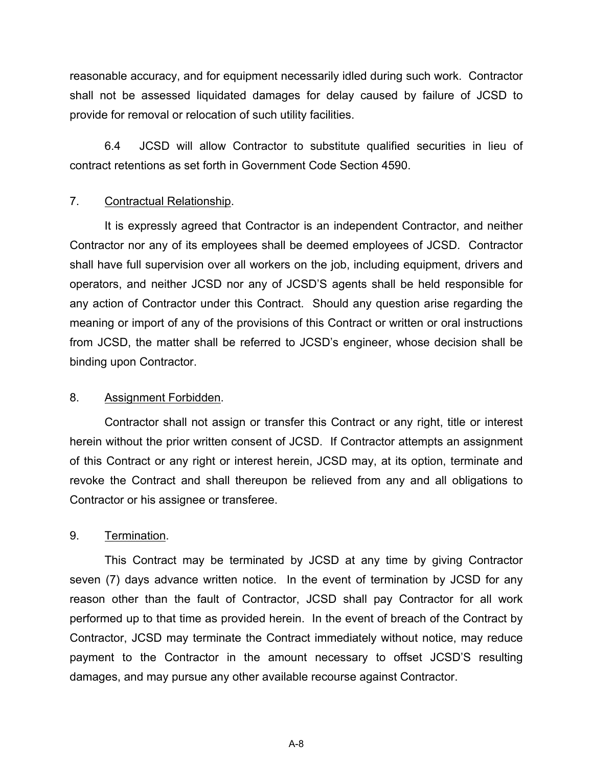reasonable accuracy, and for equipment necessarily idled during such work. Contractor shall not be assessed liquidated damages for delay caused by failure of JCSD to provide for removal or relocation of such utility facilities.

6.4 JCSD will allow Contractor to substitute qualified securities in lieu of contract retentions as set forth in Government Code Section 4590.

7. Contractual Relationship.

It is expressly agreed that Contractor is an independent Contractor, and neither Contractor nor any of its employees shall be deemed employees of JCSD. Contractor shall have full supervision over all workers on the job, including equipment, drivers and operators, and neither JCSD nor any of JCSD'S agents shall be held responsible for any action of Contractor under this Contract. Should any question arise regarding the meaning or import of any of the provisions of this Contract or written or oral instructions from JCSD, the matter shall be referred to JCSD's engineer, whose decision shall be binding upon Contractor.

8. Assignment Forbidden.

Contractor shall not assign or transfer this Contract or any right, title or interest herein without the prior written consent of JCSD. If Contractor attempts an assignment of this Contract or any right or interest herein, JCSD may, at its option, terminate and revoke the Contract and shall thereupon be relieved from any and all obligations to Contractor or his assignee or transferee.

9. Termination.

This Contract may be terminated by JCSD at any time by giving Contractor seven (7) days advance written notice. In the event of termination by JCSD for any reason other than the fault of Contractor, JCSD shall pay Contractor for all work performed up to that time as provided herein. In the event of breach of the Contract by Contractor, JCSD may terminate the Contract immediately without notice, may reduce payment to the Contractor in the amount necessary to offset JCSD'S resulting damages, and may pursue any other available recourse against Contractor.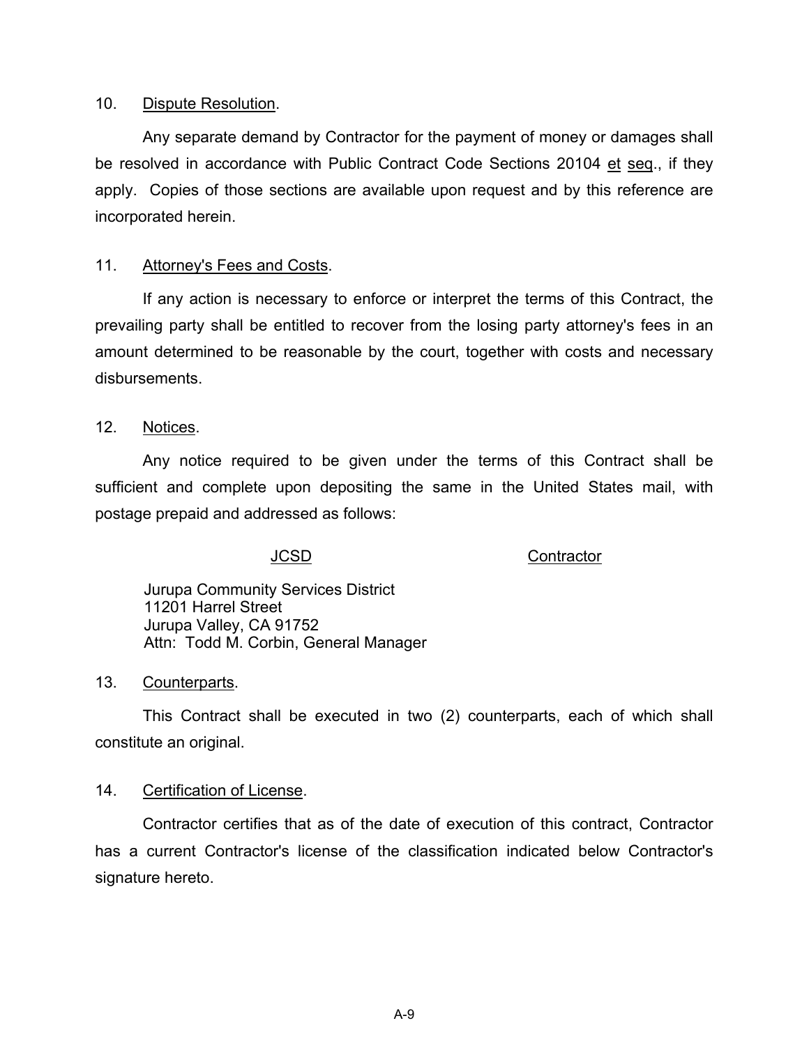10. Dispute Resolution.

Any separate demand by Contractor for the payment of money or damages shall be resolved in accordance with Public Contract Code Sections 20104 et seq., if they apply. Copies of those sections are available upon request and by this reference are incorporated herein.

11. Attorney's Fees and Costs.

If any action is necessary to enforce or interpret the terms of this Contract, the prevailing party shall be entitled to recover from the losing party attorney's fees in an amount determined to be reasonable by the court, together with costs and necessary disbursements.

12. Notices.

Any notice required to be given under the terms of this Contract shall be sufficient and complete upon depositing the same in the United States mail, with postage prepaid and addressed as follows:

| JCSD | Contractor |
|---|---|
| Jurupa Community Services District<br>11201 Harrel Street<br>Jurupa Valley, CA 91752<br>Attn: Todd M. Corbin, General Manager | |

13. Counterparts.

This Contract shall be executed in two (2) counterparts, each of which shall constitute an original.

14. Certification of License.

Contractor certifies that as of the date of execution of this contract, Contractor has a current Contractor's license of the classification indicated below Contractor's signature hereto.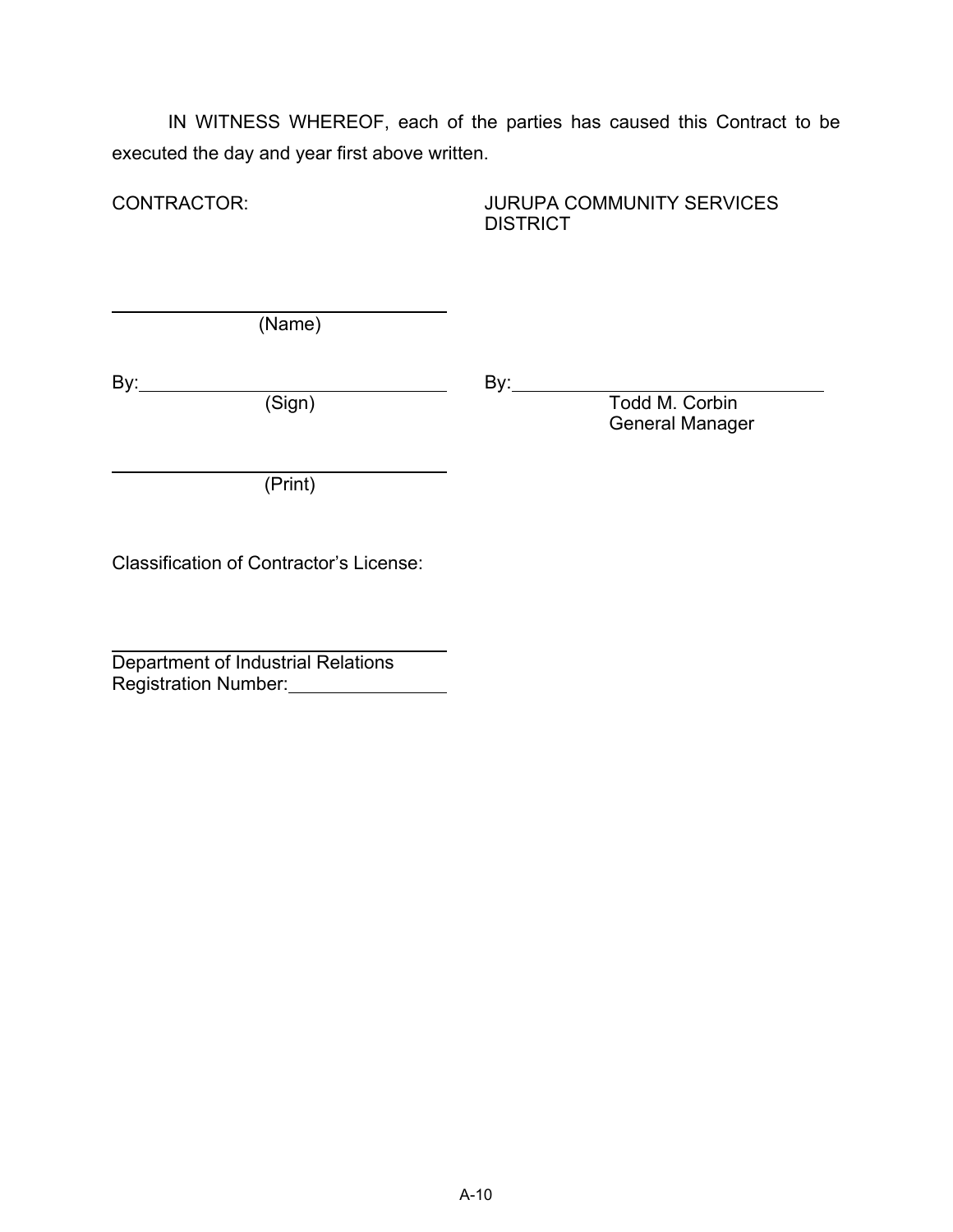IN WITNESS WHEREOF, each of the parties has caused this Contract to be executed the day and year first above written.

| CONTRACTOR: | JURUPA COMMUNITY SERVICES DISTRICT |
|---|---|
| ______________________________<br>(Name) | |
| By: ___________________________<br>(Sign) | By: ___________________________<br>Todd M. Corbin<br>General Manager |
| ______________________________<br>(Print) | |

Classification of Contractor's License:

______________________________

Department of Industrial Relations
Registration Number: ______________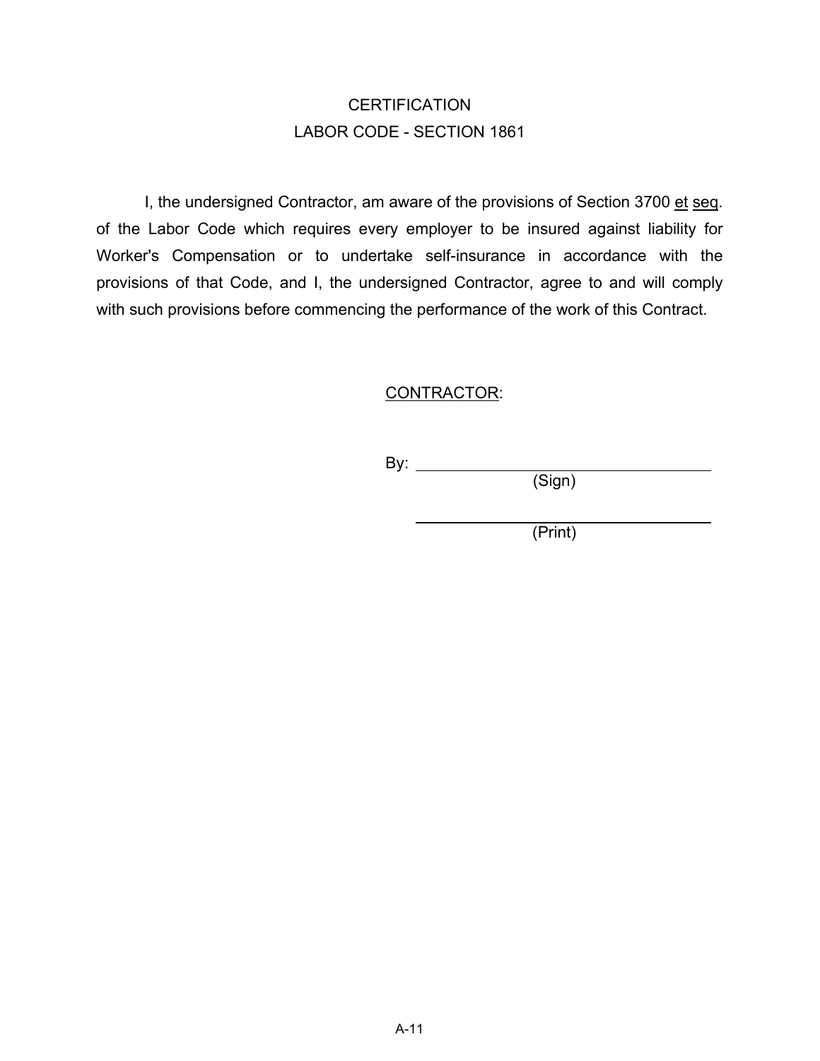# CERTIFICATION
## LABOR CODE - SECTION 1861

I, the undersigned Contractor, am aware of the provisions of Section 3700 et seq. of the Labor Code which requires every employer to be insured against liability for Worker's Compensation or to undertake self-insurance in accordance with the provisions of that Code, and I, the undersigned Contractor, agree to and will comply with such provisions before commencing the performance of the work of this Contract.

CONTRACTOR:

By: ________________________________
(Sign)

________________________________
(Print)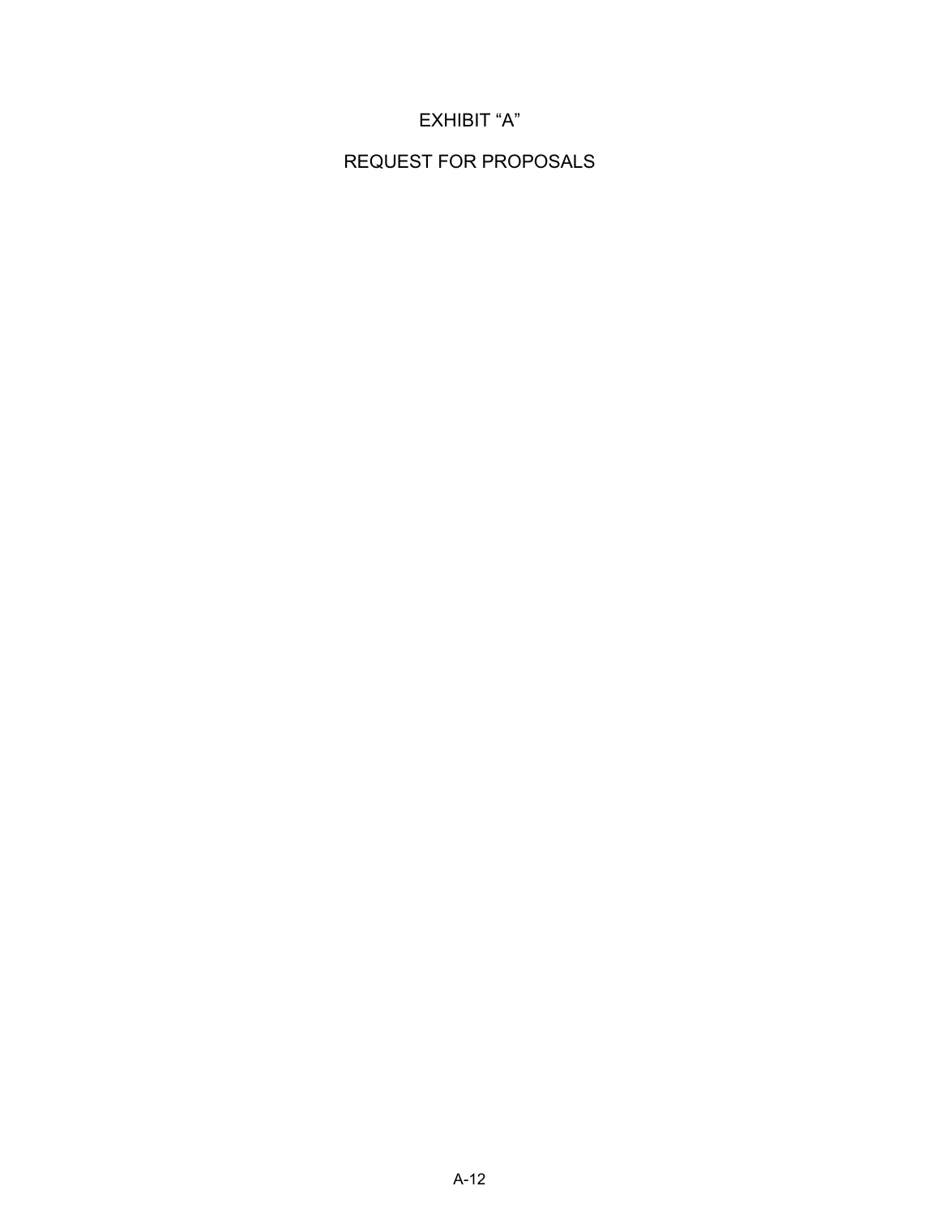# EXHIBIT "A"

# REQUEST FOR PROPOSALS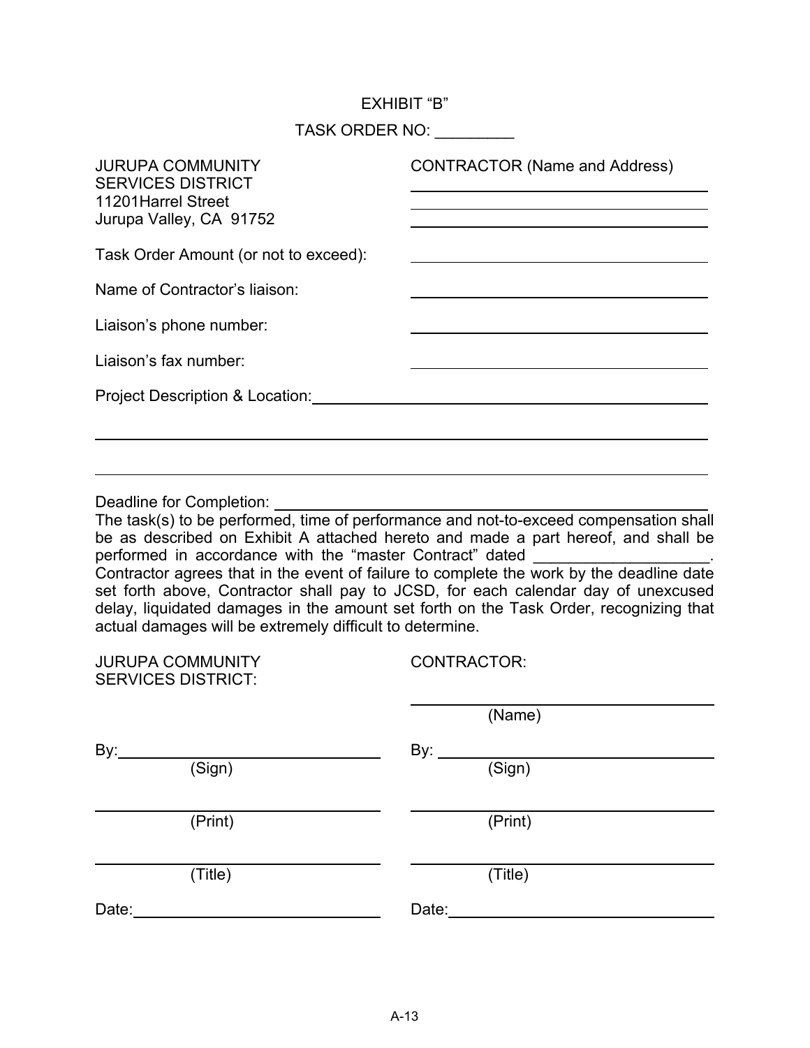# EXHIBIT "B"

## TASK ORDER NO: _________

| JURUPA COMMUNITY SERVICES DISTRICT<br>11201Harrel Street<br>Jurupa Valley, CA 91752 | CONTRACTOR (Name and Address)<br>______________________<br>______________________<br>______________________ |
|---|---|

Task Order Amount (or not to exceed): ______________________

Name of Contractor's liaison: ______________________

Liaison's phone number: ______________________

Liaison's fax number: ______________________

Project Description & Location: ______________________

______________________________________________

______________________________________________

Deadline for Completion: ______________________

The task(s) to be performed, time of performance and not-to-exceed compensation shall be as described on Exhibit A attached hereto and made a part hereof, and shall be performed in accordance with the "master Contract" dated ____________________. Contractor agrees that in the event of failure to complete the work by the deadline date set forth above, Contractor shall pay to JCSD, for each calendar day of unexcused delay, liquidated damages in the amount set forth on the Task Order, recognizing that actual damages will be extremely difficult to determine.

| JURUPA COMMUNITY SERVICES DISTRICT: | CONTRACTOR: |
|---|---|
| | ______________________<br>(Name) |
| By: ______________________<br>(Sign) | By: ______________________<br>(Sign) |
| ______________________<br>(Print) | ______________________<br>(Print) |
| ______________________<br>(Title) | ______________________<br>(Title) |
| Date: ______________________ | Date: ______________________ |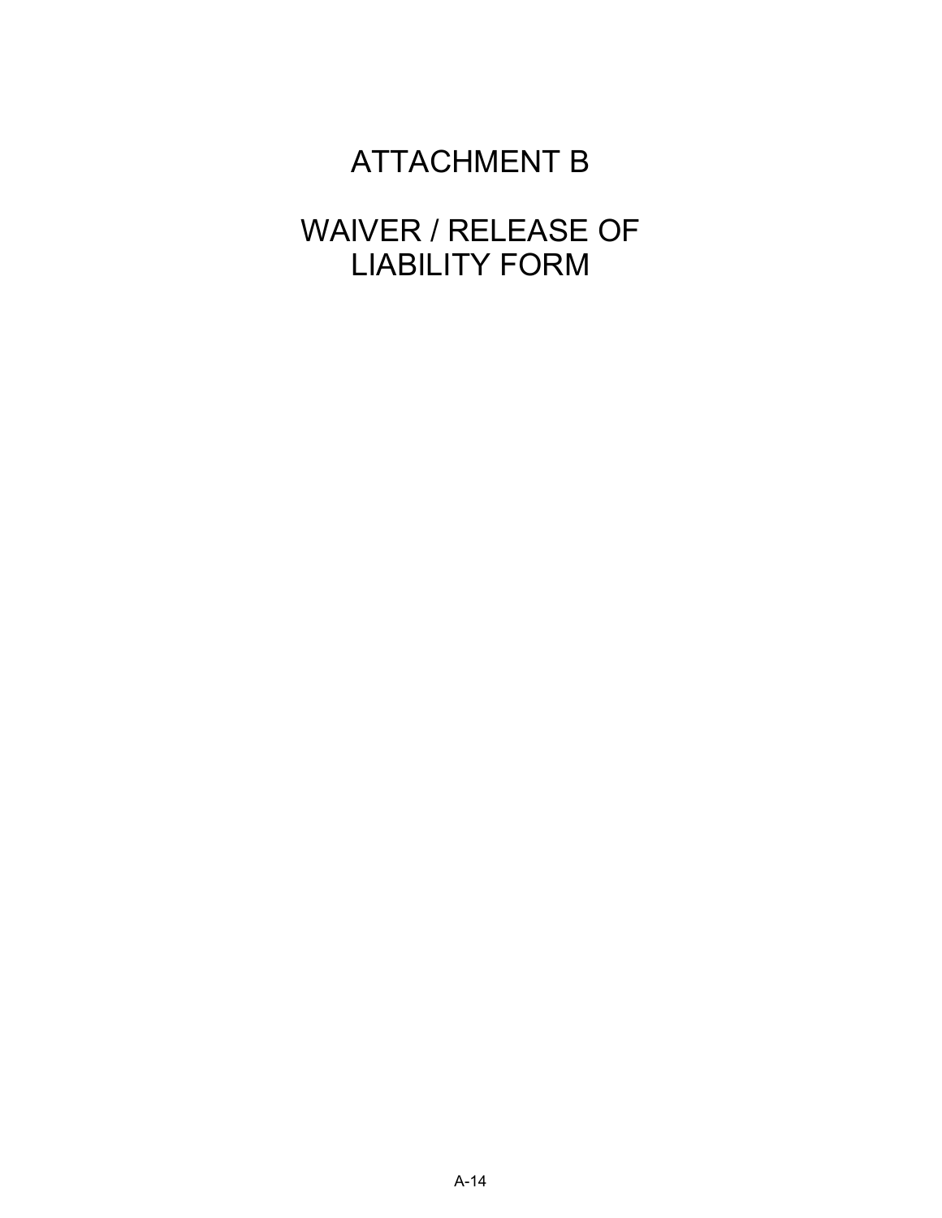# ATTACHMENT B

# WAIVER / RELEASE OF LIABILITY FORM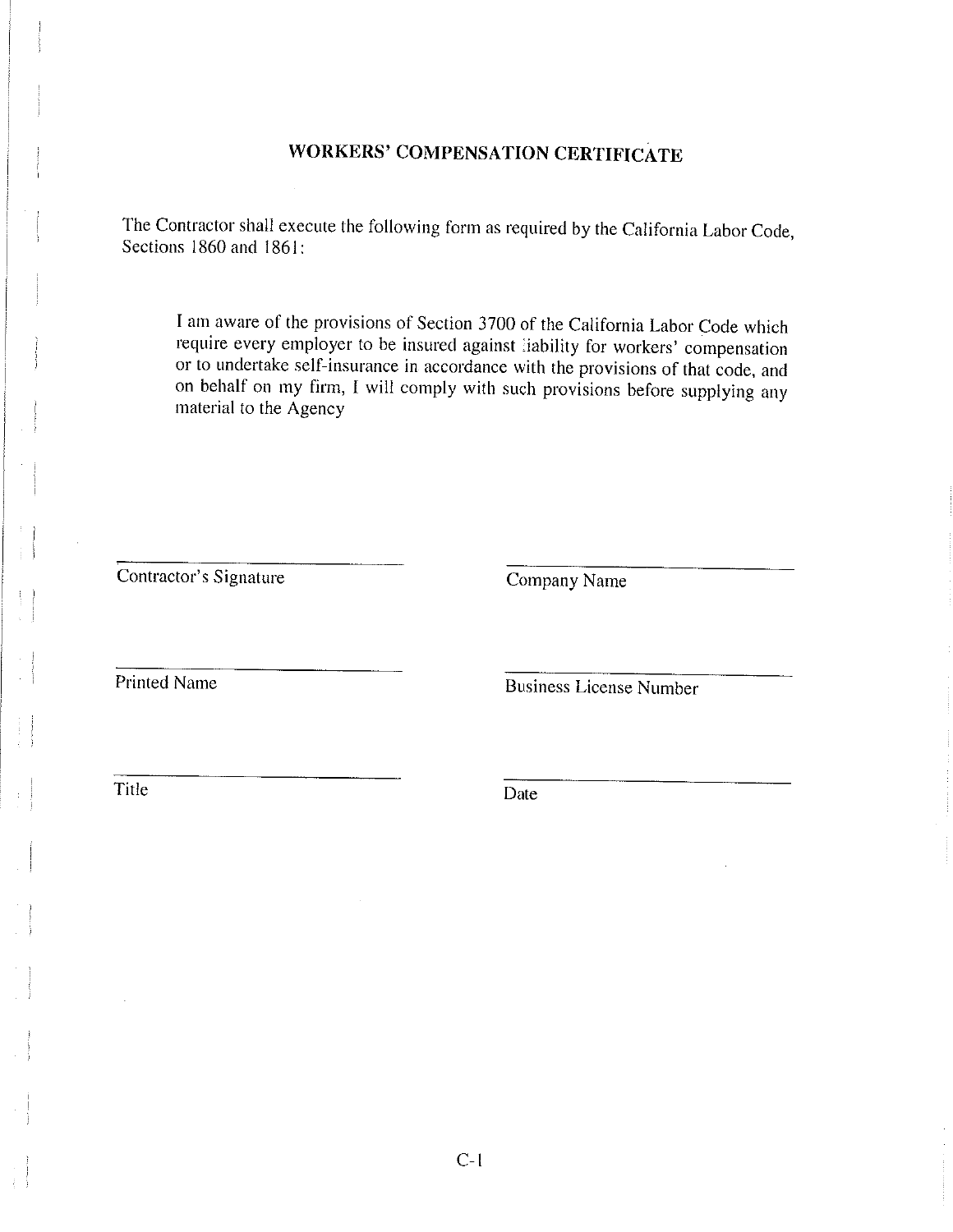## WORKERS' COMPENSATION CERTIFICATE

The Contractor shall execute the following form as required by the California Labor Code, Sections 1860 and 1861:

> I am aware of the provisions of Section 3700 of the California Labor Code which require every employer to be insured against liability for workers' compensation or to undertake self-insurance in accordance with the provisions of that code, and on behalf on my firm, I will comply with such provisions before supplying any material to the Agency

| | |
|---|---|
| \_\_\_\_\_\_\_\_\_\_\_\_\_\_\_\_\_\_\_\_\_\_\_\_ | \_\_\_\_\_\_\_\_\_\_\_\_\_\_\_\_\_\_\_\_\_\_\_\_ |
| Contractor's Signature | Company Name |
| \_\_\_\_\_\_\_\_\_\_\_\_\_\_\_\_\_\_\_\_\_\_\_\_ | \_\_\_\_\_\_\_\_\_\_\_\_\_\_\_\_\_\_\_\_\_\_\_\_ |
| Printed Name | Business License Number |
| \_\_\_\_\_\_\_\_\_\_\_\_\_\_\_\_\_\_\_\_\_\_\_\_ | \_\_\_\_\_\_\_\_\_\_\_\_\_\_\_\_\_\_\_\_\_\_\_\_ |
| Title | Date |

C-1